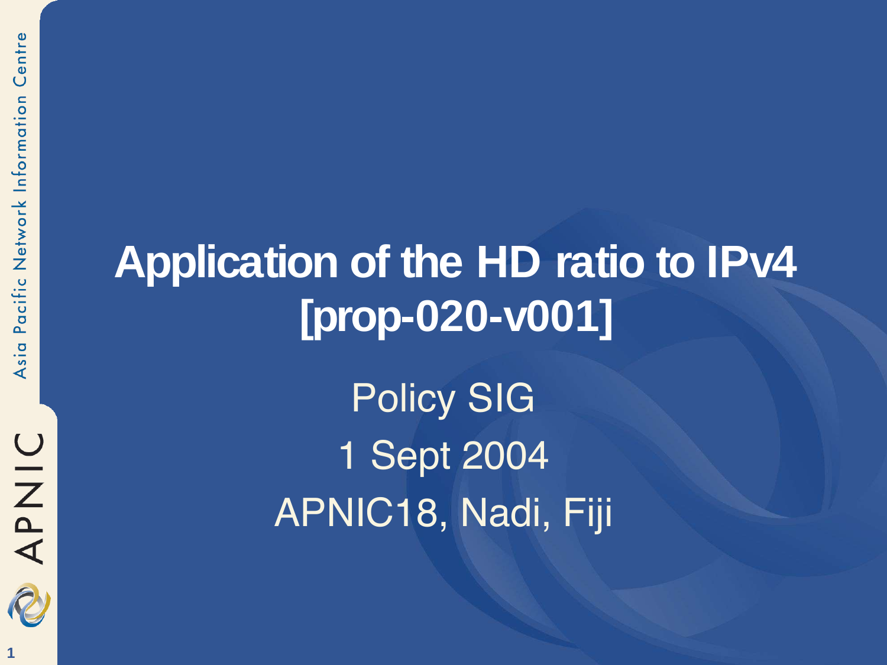# Application of the HD ratio to IPv4 [prop-020-v001]

Policy SIG

1 Sept 2004

APNIC18, Nadi, Fiji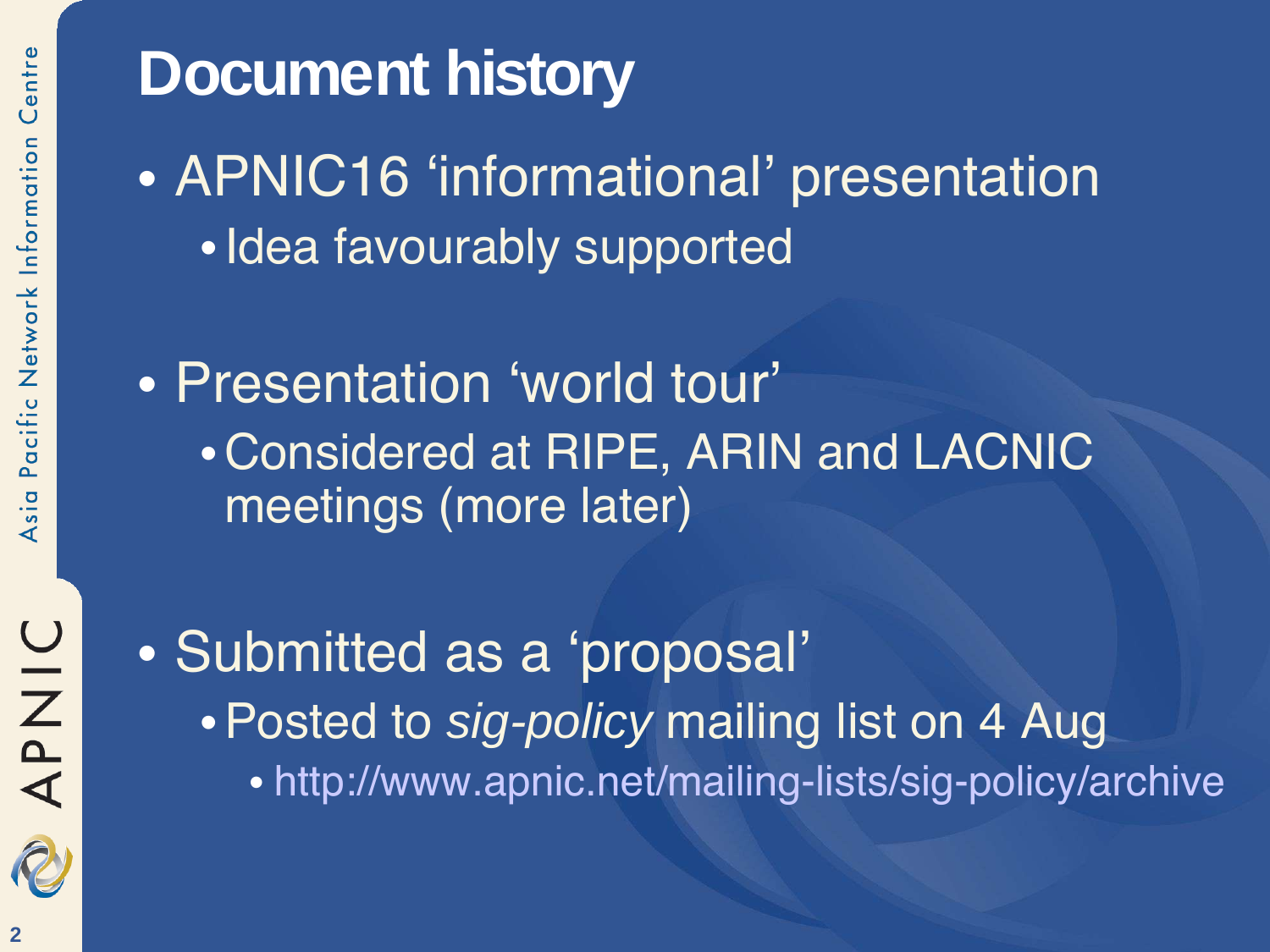# Document history

- APNIC16 'informational' presentation
  - Idea favourably supported

- Presentation 'world tour'
  - Considered at RIPE, ARIN and LACNIC meetings (more later)

- Submitted as a 'proposal'
  - Posted to *sig-policy* mailing list on 4 Aug
    - http://www.apnic.net/mailing-lists/sig-policy/archive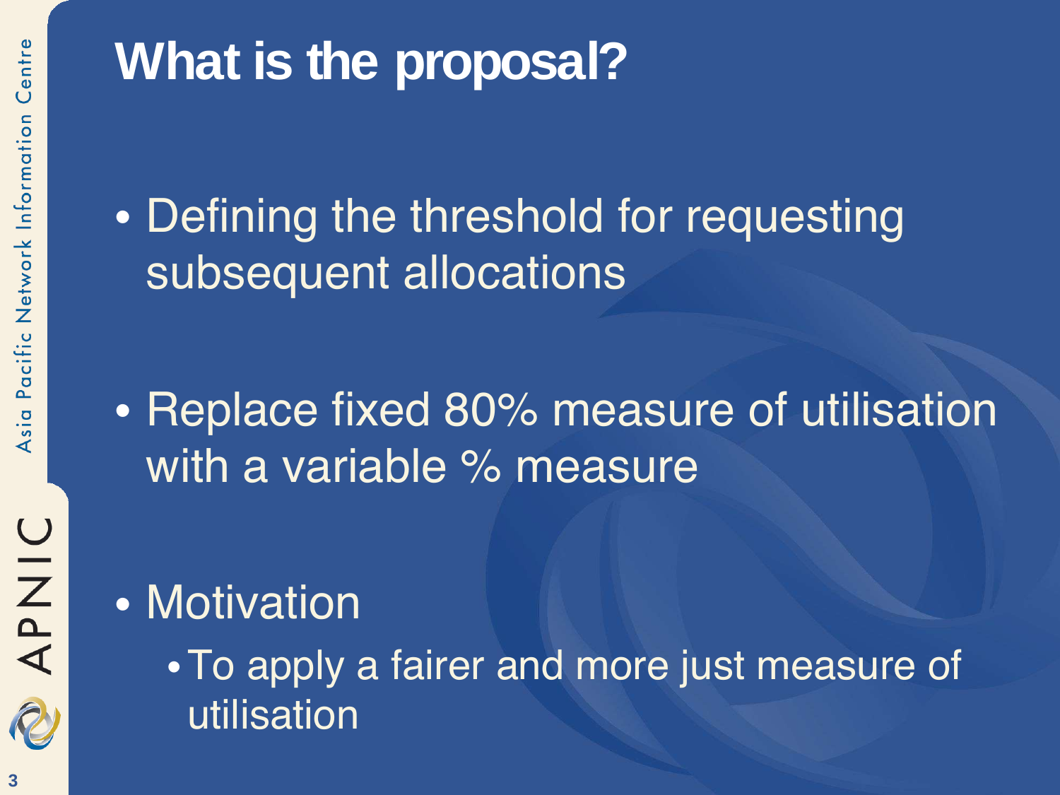# What is the proposal?

- Defining the threshold for requesting subsequent allocations
- Replace fixed 80% measure of utilisation with a variable % measure
- Motivation
  - To apply a fairer and more just measure of utilisation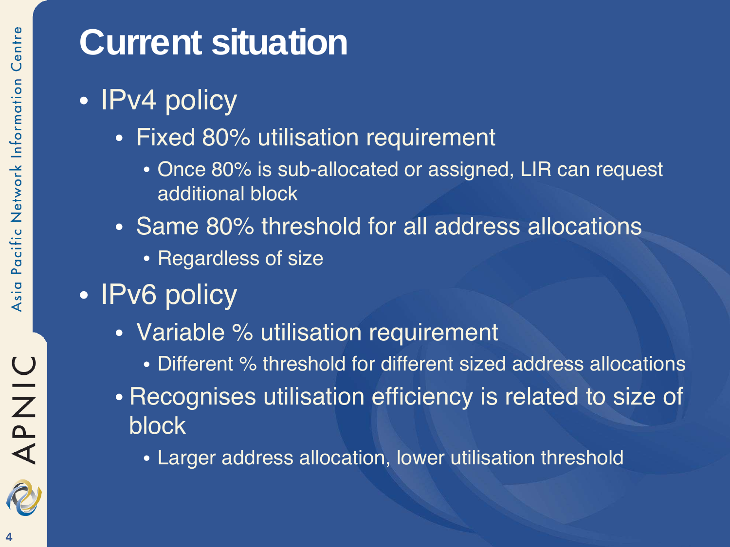# Current situation

- IPv4 policy
  - Fixed 80% utilisation requirement
    - Once 80% is sub-allocated or assigned, LIR can request additional block
  - Same 80% threshold for all address allocations
    - Regardless of size
- IPv6 policy
  - Variable % utilisation requirement
    - Different % threshold for different sized address allocations
  - Recognises utilisation efficiency is related to size of block
    - Larger address allocation, lower utilisation threshold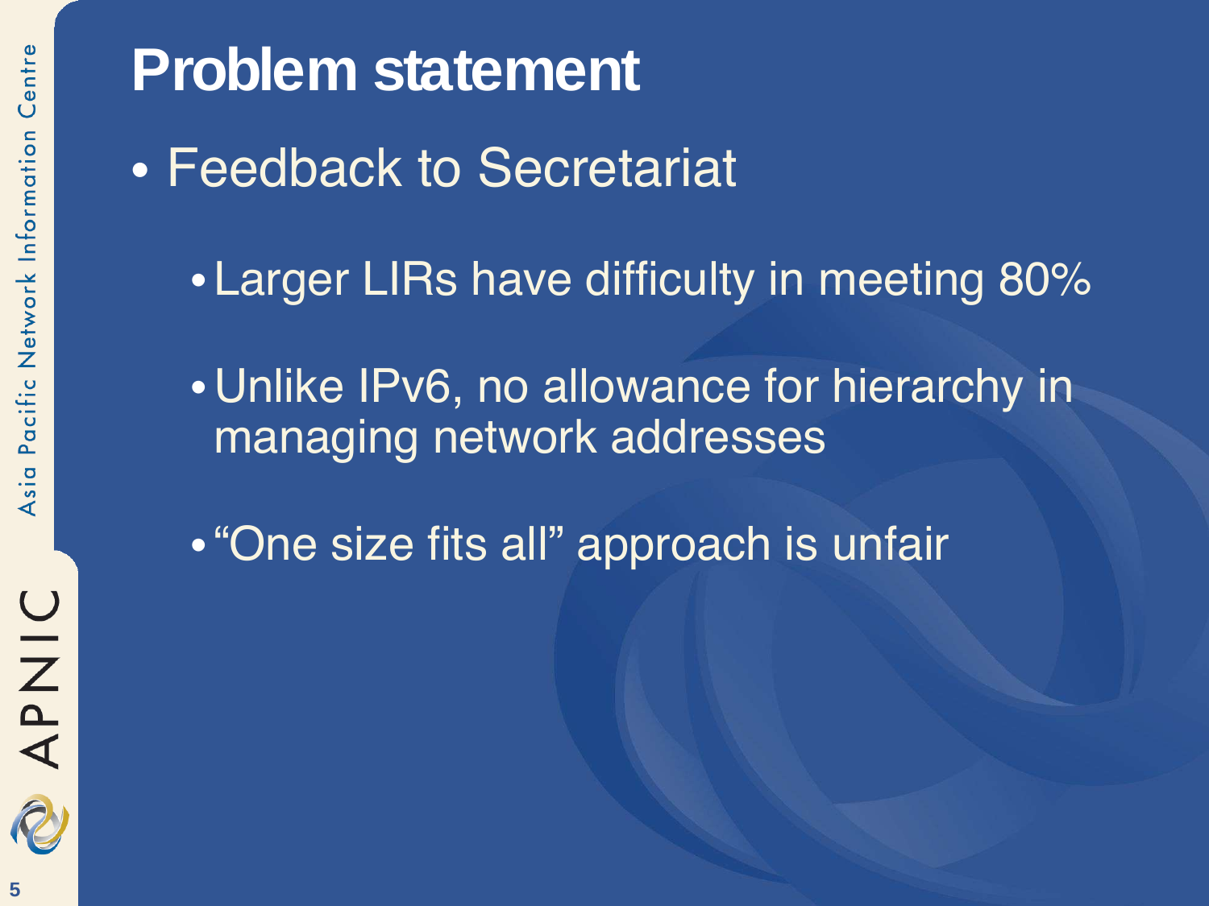# Problem statement

- Feedback to Secretariat
  - Larger LIRs have difficulty in meeting 80%
  - Unlike IPv6, no allowance for hierarchy in managing network addresses
  - “One size fits all” approach is unfair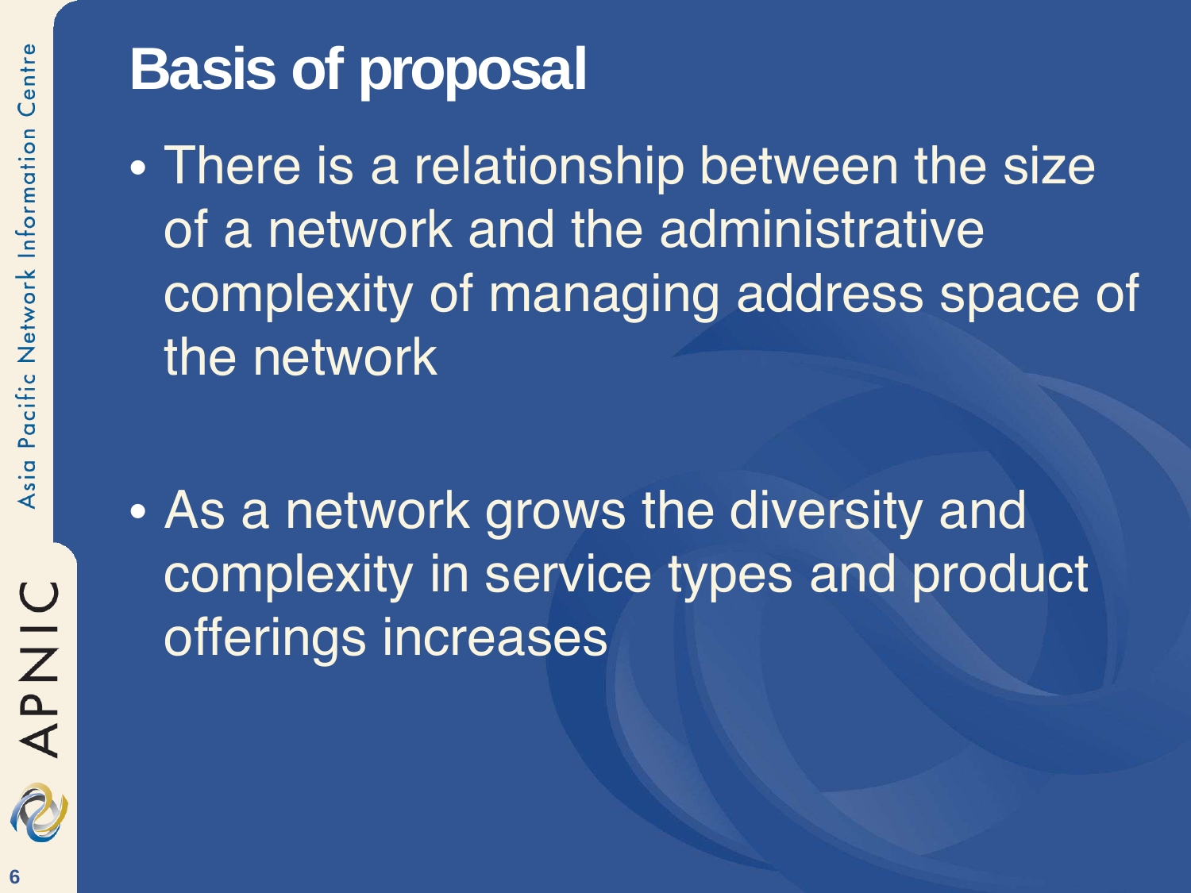# Basis of proposal

- There is a relationship between the size of a network and the administrative complexity of managing address space of the network

- As a network grows the diversity and complexity in service types and product offerings increases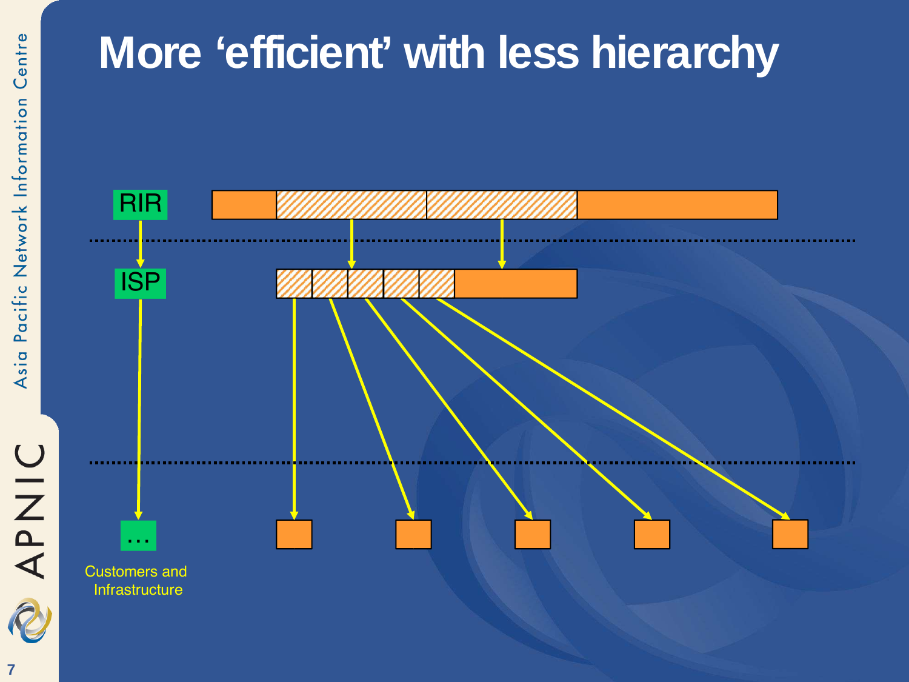# More 'efficient' with less hierarchy

RIR

ISP

…

Customers and Infrastructure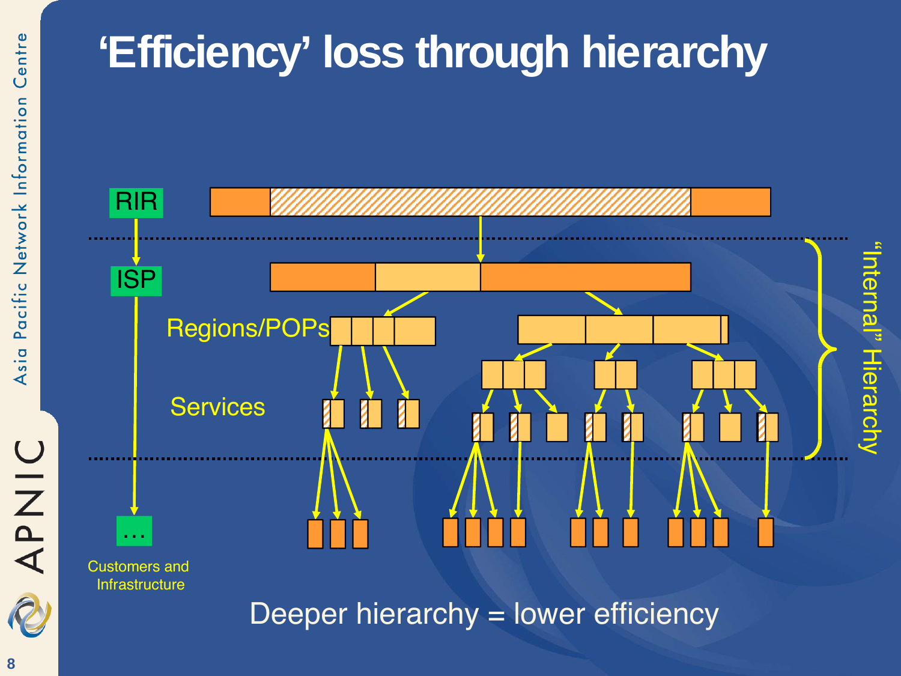# 'Efficiency' loss through hierarchy

RIR

ISP

Regions/POPs

Services

…

Customers and Infrastructure

"Internal" Hierarchy

Deeper hierarchy = lower efficiency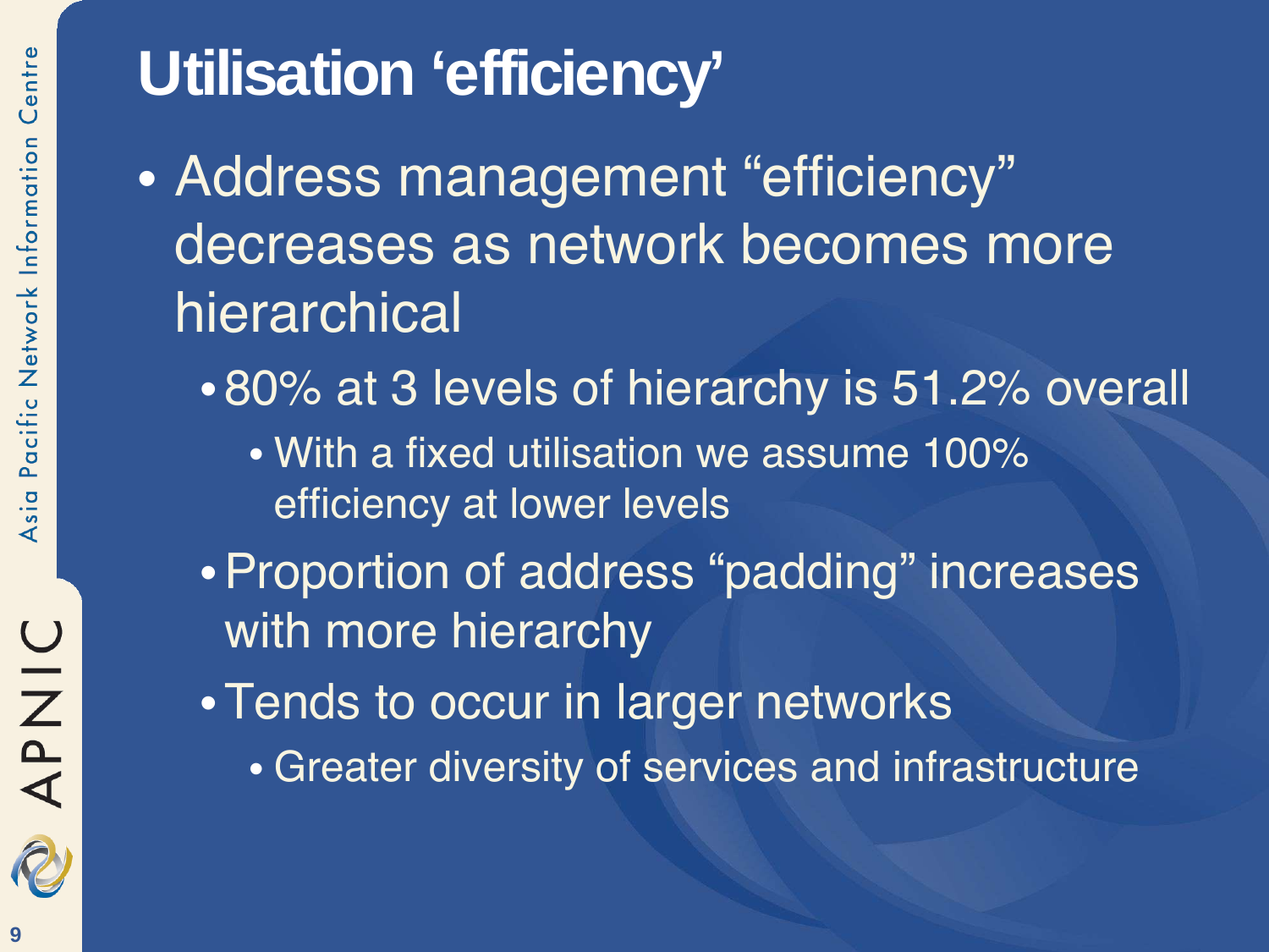# Utilisation 'efficiency'

- Address management "efficiency" decreases as network becomes more hierarchical
  - 80% at 3 levels of hierarchy is 51.2% overall
    - With a fixed utilisation we assume 100% efficiency at lower levels
  - Proportion of address "padding" increases with more hierarchy
  - Tends to occur in larger networks
    - Greater diversity of services and infrastructure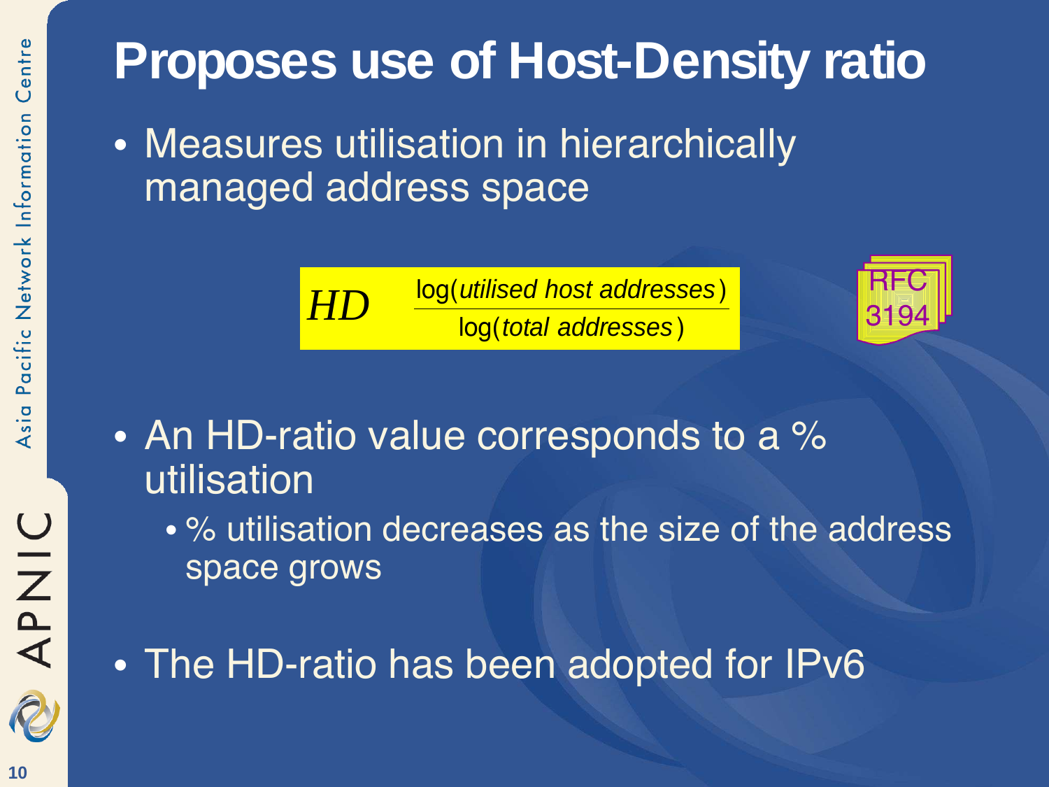# Proposes use of Host-Density ratio

- Measures utilisation in hierarchically managed address space

$$HD = \frac{\log(\textit{utilised host addresses})}{\log(\textit{total addresses})}$$

RFC 3194

- An HD-ratio value corresponds to a % utilisation
  - % utilisation decreases as the size of the address space grows
- The HD-ratio has been adopted for IPv6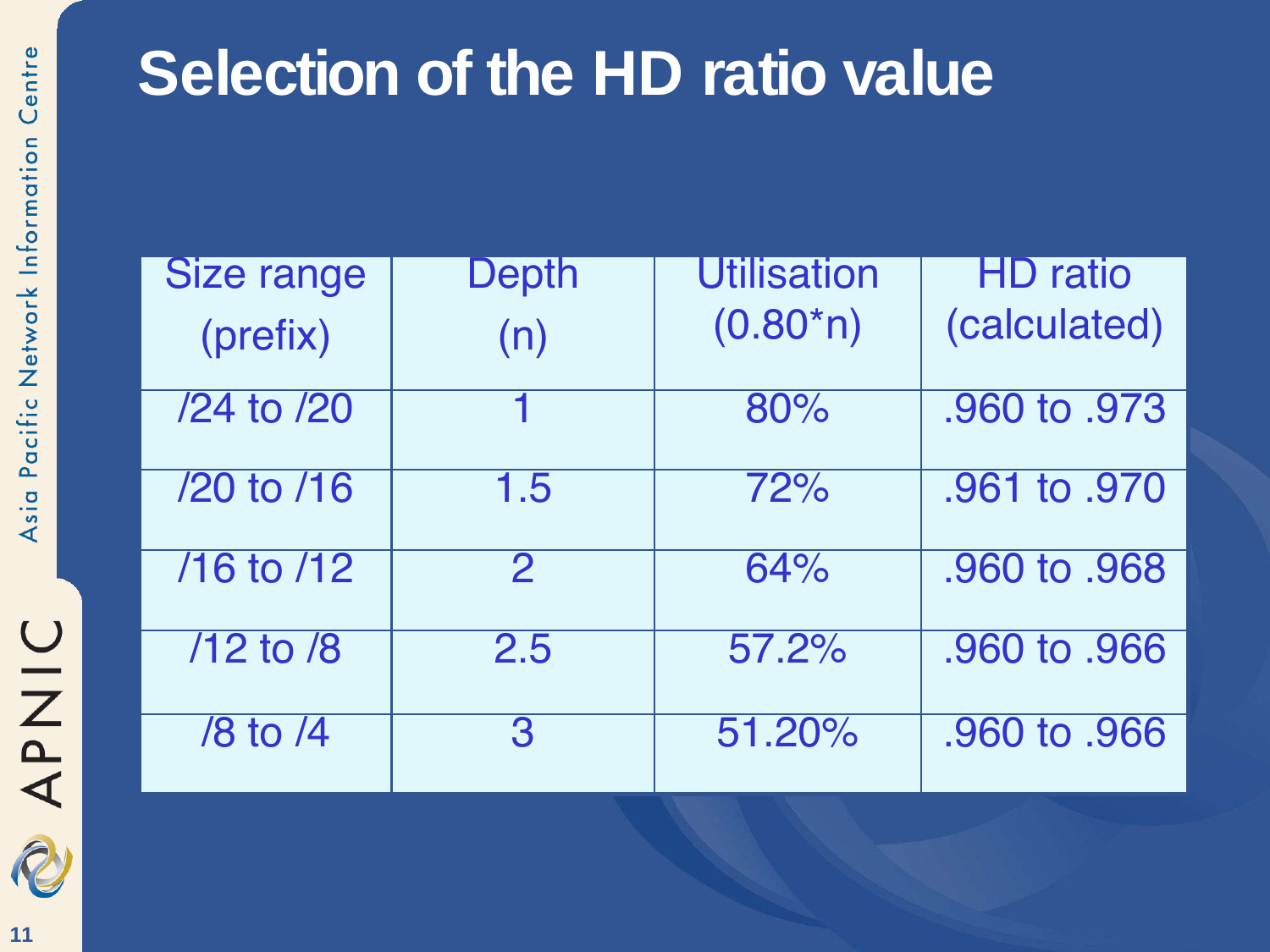# Selection of the HD ratio value

| Size range (prefix) | Depth (n) | Utilisation (0.80*n) | HD ratio (calculated) |
|---|---|---|---|
| /24 to /20 | 1 | 80% | .960 to .973 |
| /20 to /16 | 1.5 | 72% | .961 to .970 |
| /16 to /12 | 2 | 64% | .960 to .968 |
| /12 to /8 | 2.5 | 57.2% | .960 to .966 |
| /8 to /4 | 3 | 51.20% | .960 to .966 |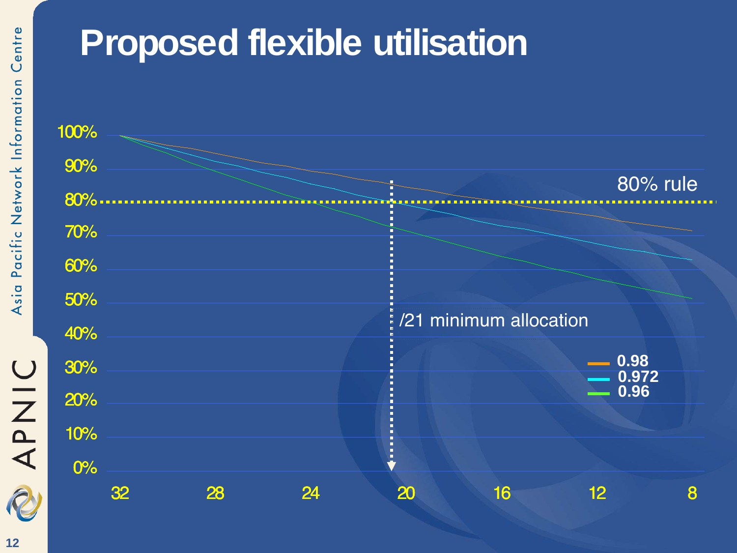# Proposed flexible utilisation

100%
90%
80%
70%
60%
50%
40%
30%
20%
10%
0%

32 28 24 20 16 12 8

80% rule

/21 minimum allocation

- 0.98
- 0.972
- 0.96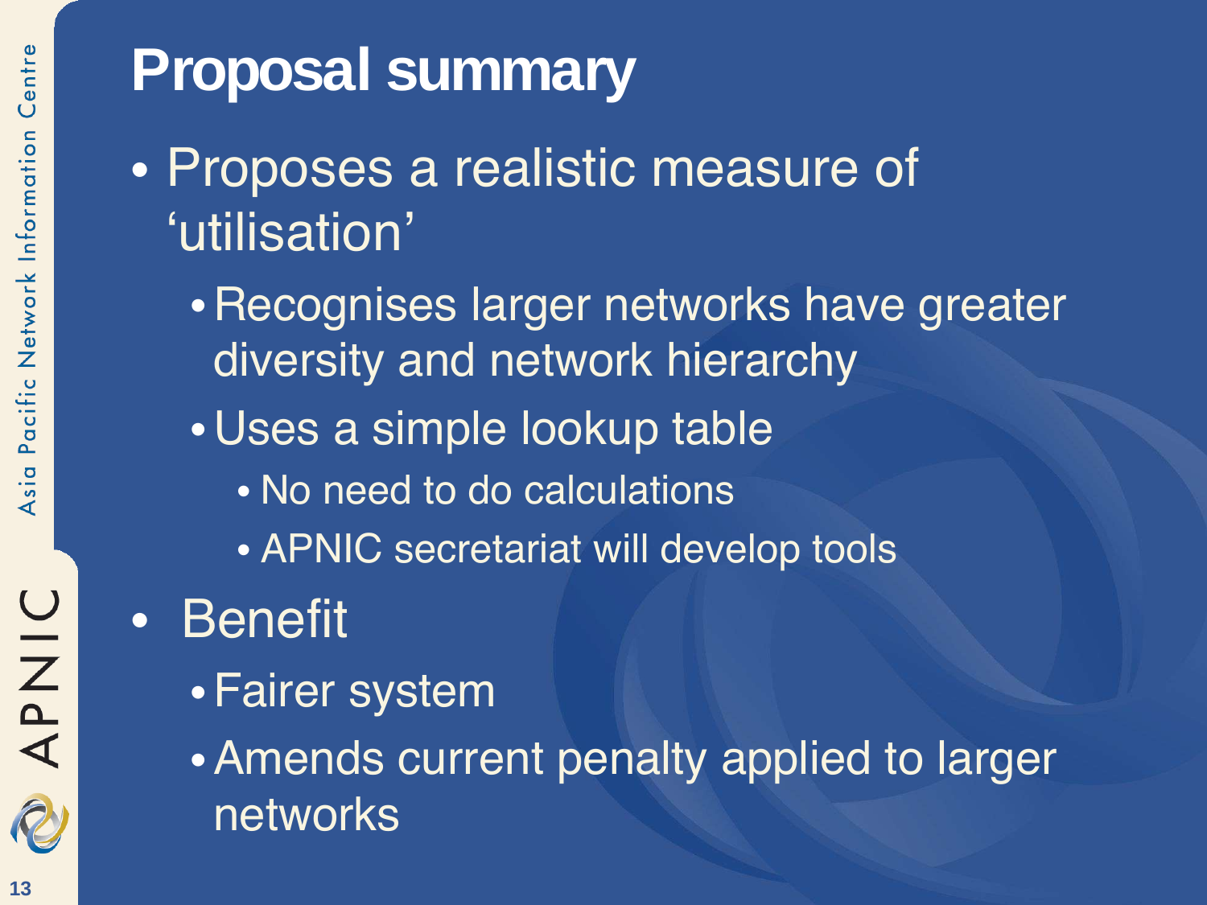# Proposal summary

- Proposes a realistic measure of ‘utilisation’
  - Recognises larger networks have greater diversity and network hierarchy
  - Uses a simple lookup table
    - No need to do calculations
    - APNIC secretariat will develop tools
- Benefit
  - Fairer system
  - Amends current penalty applied to larger networks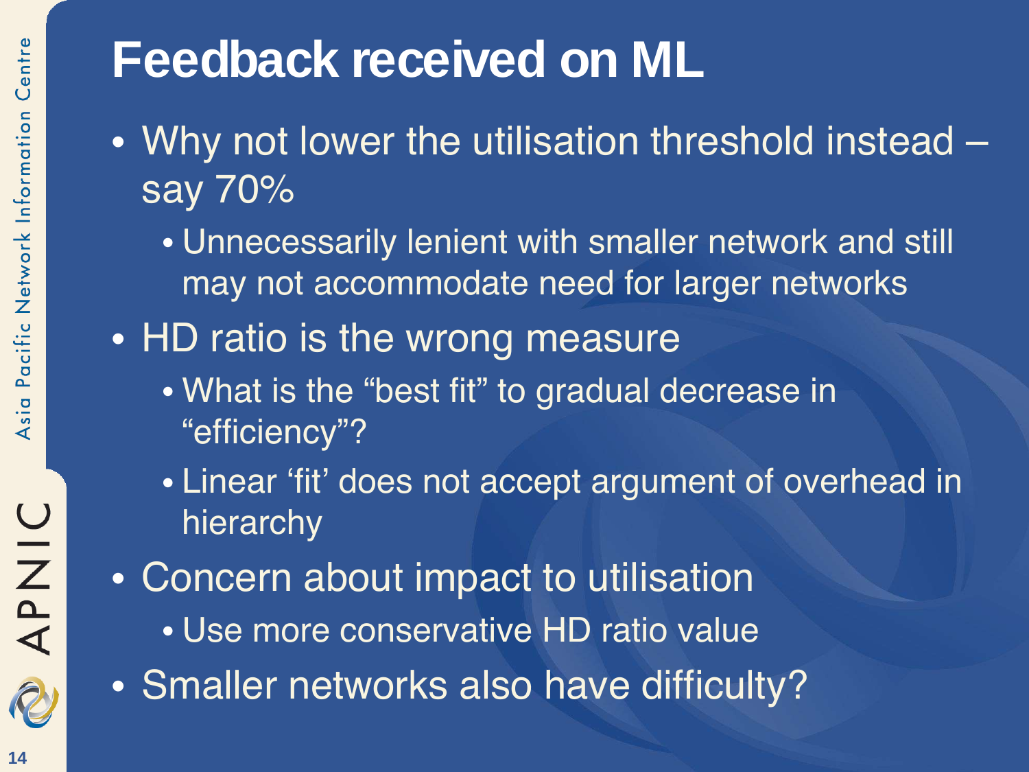# Feedback received on ML

- Why not lower the utilisation threshold instead – say 70%
  - Unnecessarily lenient with smaller network and still may not accommodate need for larger networks
- HD ratio is the wrong measure
  - What is the "best fit" to gradual decrease in "efficiency"?
  - Linear 'fit' does not accept argument of overhead in hierarchy
- Concern about impact to utilisation
  - Use more conservative HD ratio value
- Smaller networks also have difficulty?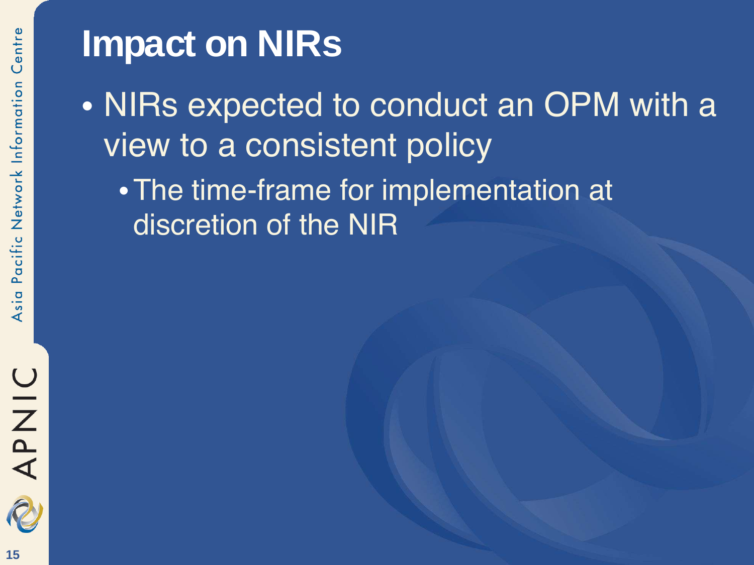# Impact on NIRs

- NIRs expected to conduct an OPM with a view to a consistent policy
  - The time-frame for implementation at discretion of the NIR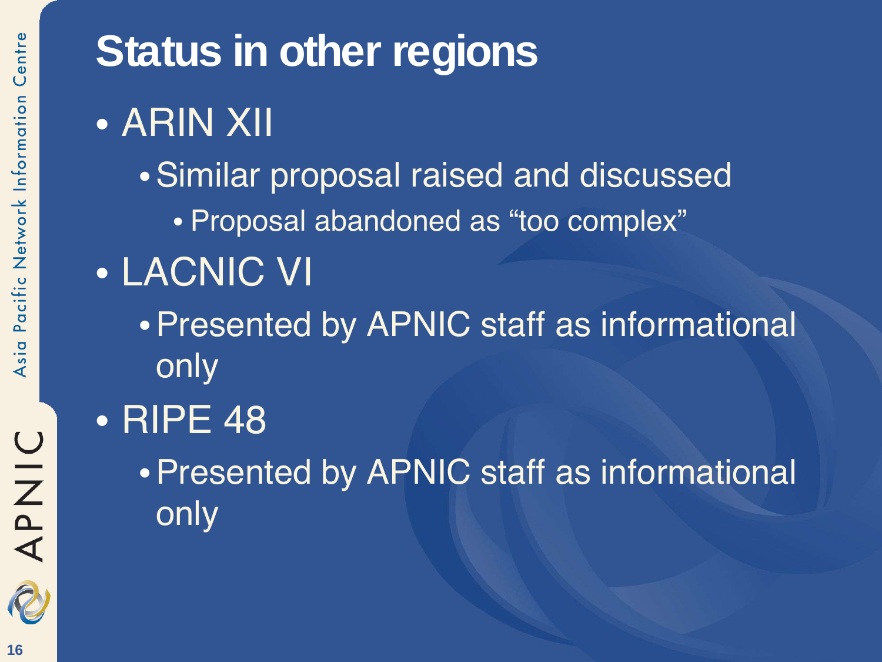# Status in other regions

- ARIN XII
  - Similar proposal raised and discussed
    - Proposal abandoned as "too complex"
- LACNIC VI
  - Presented by APNIC staff as informational only
- RIPE 48
  - Presented by APNIC staff as informational only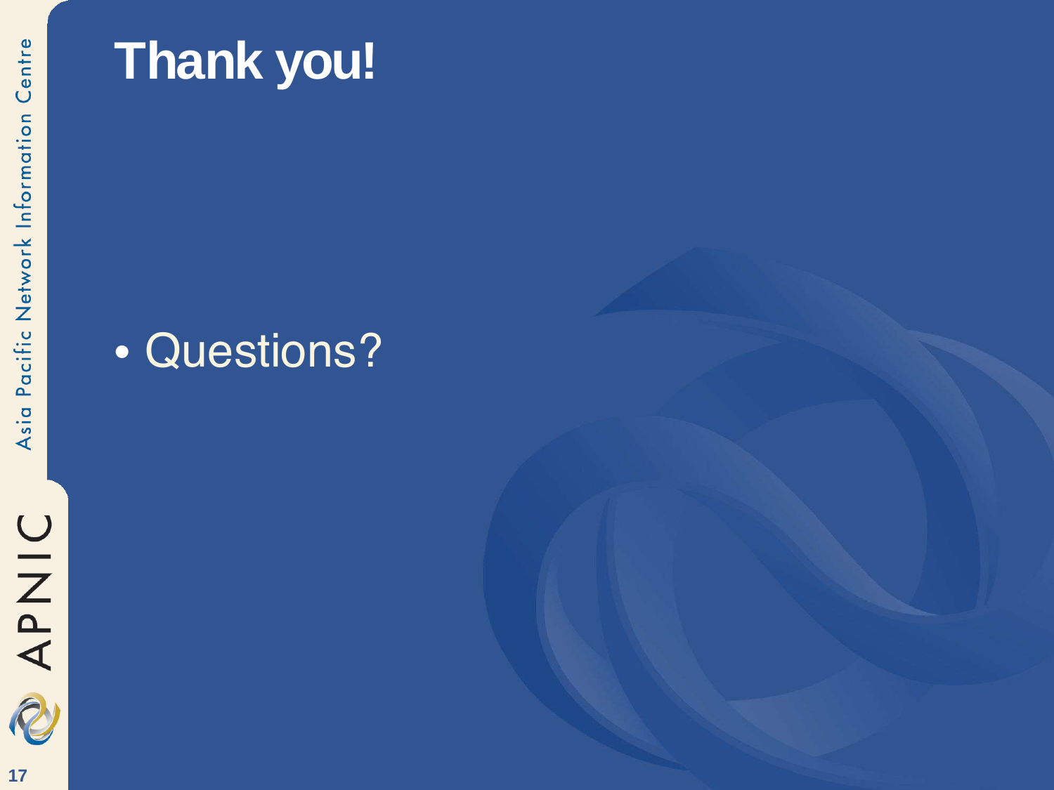# Thank you!

- Questions?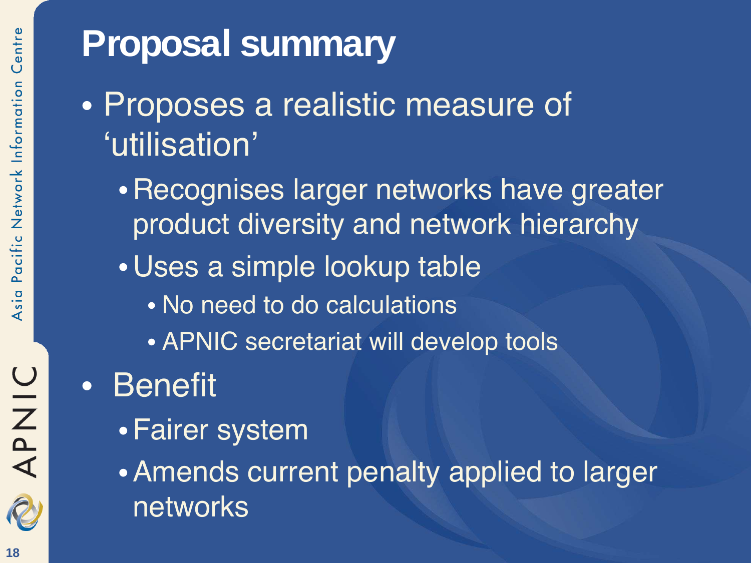# Proposal summary

- Proposes a realistic measure of ‘utilisation’
  - Recognises larger networks have greater product diversity and network hierarchy
  - Uses a simple lookup table
    - No need to do calculations
    - APNIC secretariat will develop tools
- Benefit
  - Fairer system
  - Amends current penalty applied to larger networks